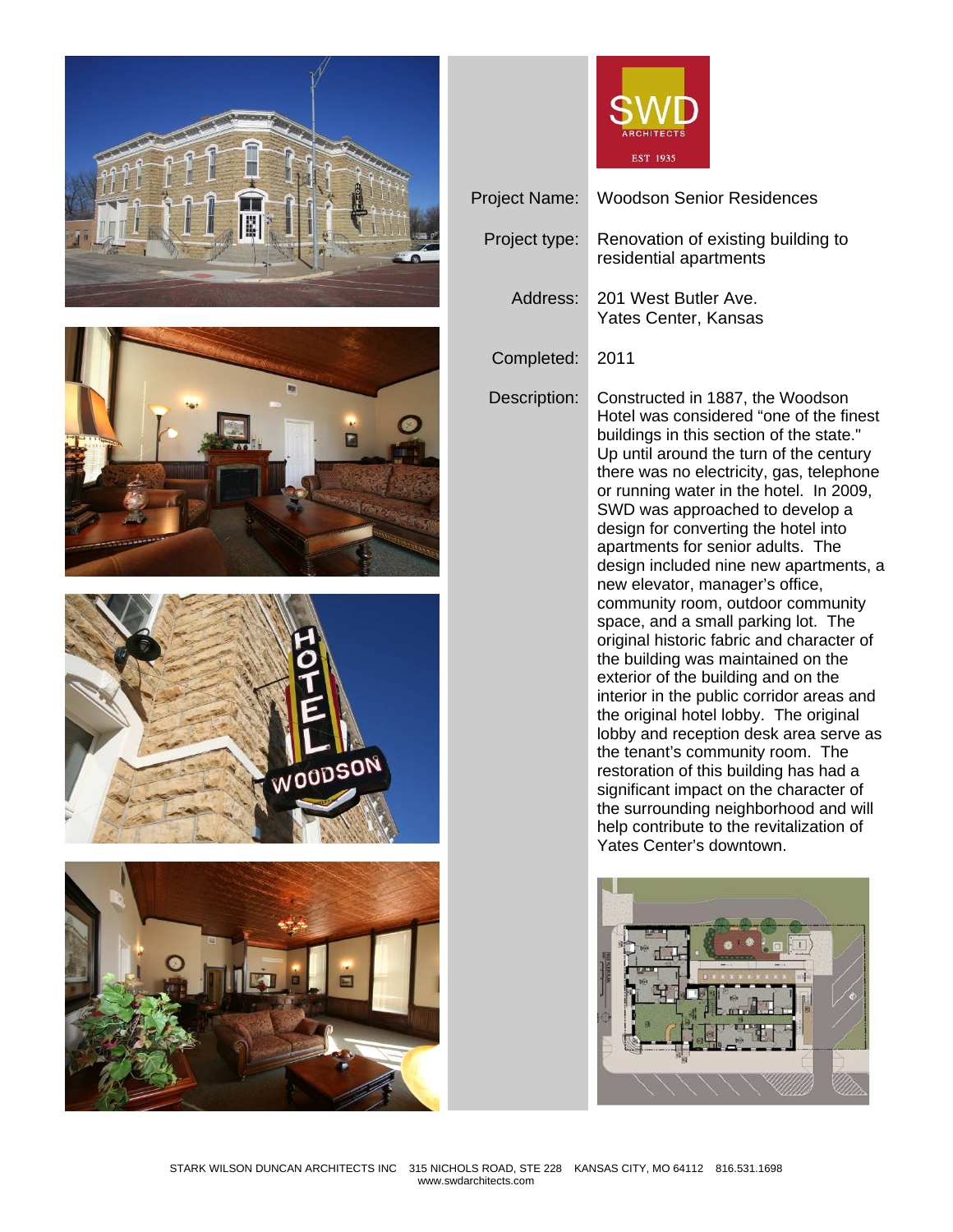SWD ARCHITECTS EST 1935

**Project Name:** Woodson Senior Residences

**Project type:** Renovation of existing building to residential apartments

**Address:** 201 West Butler Ave.
Yates Center, Kansas

**Completed:** 2011

**Description:** Constructed in 1887, the Woodson Hotel was considered "one of the finest buildings in this section of the state." Up until around the turn of the century there was no electricity, gas, telephone or running water in the hotel. In 2009, SWD was approached to develop a design for converting the hotel into apartments for senior adults. The design included nine new apartments, a new elevator, manager's office, community room, outdoor community space, and a small parking lot. The original historic fabric and character of the building was maintained on the exterior of the building and on the interior in the public corridor areas and the original hotel lobby. The original lobby and reception desk area serve as the tenant's community room. The restoration of this building has had a significant impact on the character of the surrounding neighborhood and will help contribute to the revitalization of Yates Center's downtown.

STARK WILSON DUNCAN ARCHITECTS INC 315 NICHOLS ROAD, STE 228 KANSAS CITY, MO 64112 816.531.1698
www.swdarchitects.com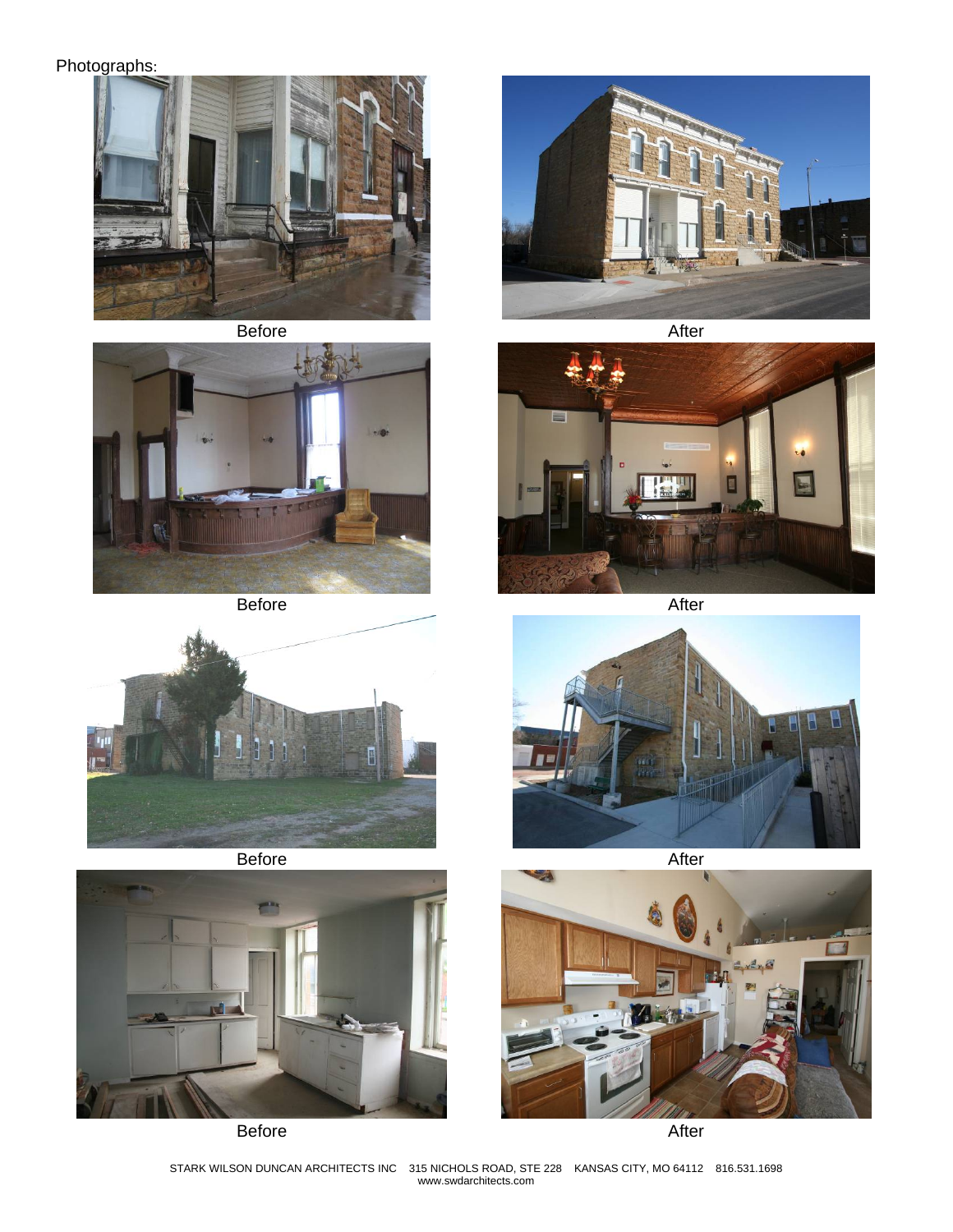Photographs:

Before

After

Before

After

Before

After

Before

After

STARK WILSON DUNCAN ARCHITECTS INC 315 NICHOLS ROAD, STE 228 KANSAS CITY, MO 64112 816.531.1698
www.swdarchitects.com